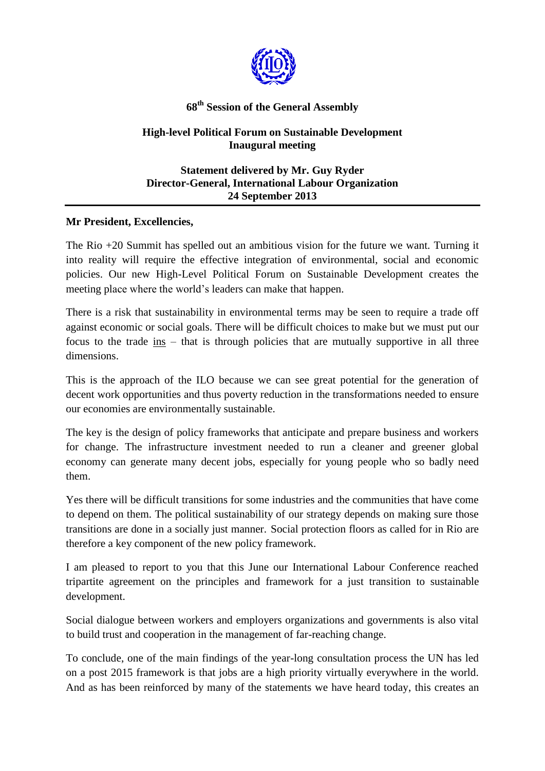**68th Session of the General Assembly**

**High-level Political Forum on Sustainable Development**
**Inaugural meeting**

**Statement delivered by Mr. Guy Ryder**
**Director-General, International Labour Organization**
**24 September 2013**

---

**Mr President, Excellencies,**

The Rio +20 Summit has spelled out an ambitious vision for the future we want. Turning it into reality will require the effective integration of environmental, social and economic policies. Our new High-Level Political Forum on Sustainable Development creates the meeting place where the world's leaders can make that happen.

There is a risk that sustainability in environmental terms may be seen to require a trade off against economic or social goals. There will be difficult choices to make but we must put our focus to the trade <u>ins</u> – that is through policies that are mutually supportive in all three dimensions.

This is the approach of the ILO because we can see great potential for the generation of decent work opportunities and thus poverty reduction in the transformations needed to ensure our economies are environmentally sustainable.

The key is the design of policy frameworks that anticipate and prepare business and workers for change. The infrastructure investment needed to run a cleaner and greener global economy can generate many decent jobs, especially for young people who so badly need them.

Yes there will be difficult transitions for some industries and the communities that have come to depend on them. The political sustainability of our strategy depends on making sure those transitions are done in a socially just manner. Social protection floors as called for in Rio are therefore a key component of the new policy framework.

I am pleased to report to you that this June our International Labour Conference reached tripartite agreement on the principles and framework for a just transition to sustainable development.

Social dialogue between workers and employers organizations and governments is also vital to build trust and cooperation in the management of far-reaching change.

To conclude, one of the main findings of the year-long consultation process the UN has led on a post 2015 framework is that jobs are a high priority virtually everywhere in the world. And as has been reinforced by many of the statements we have heard today, this creates an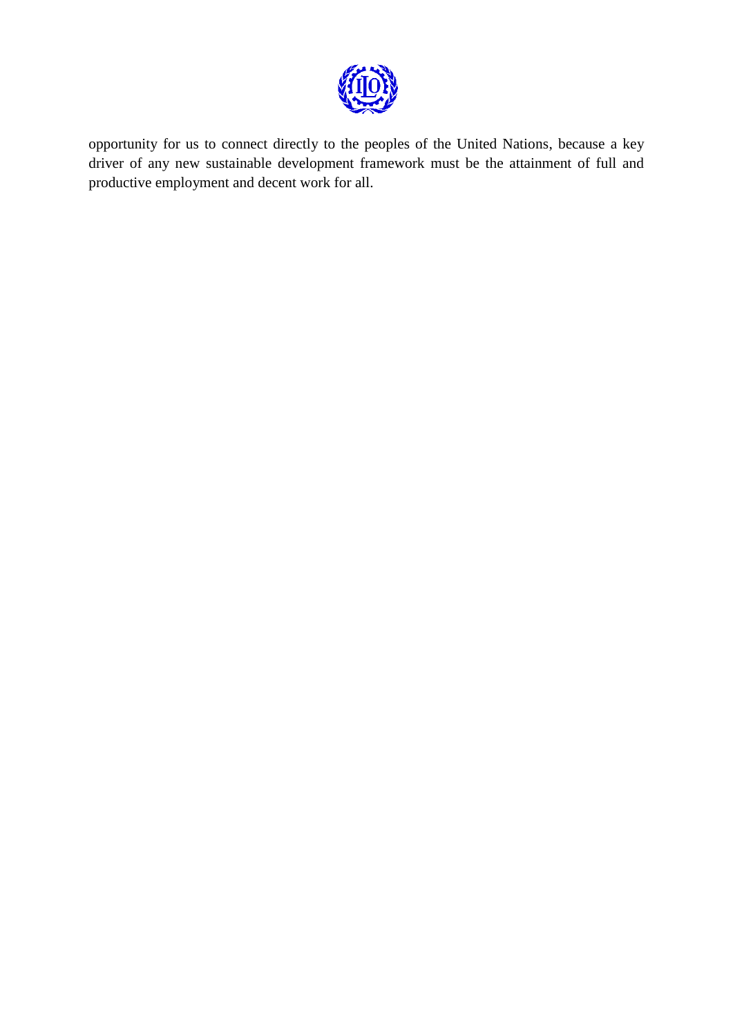opportunity for us to connect directly to the peoples of the United Nations, because a key driver of any new sustainable development framework must be the attainment of full and productive employment and decent work for all.